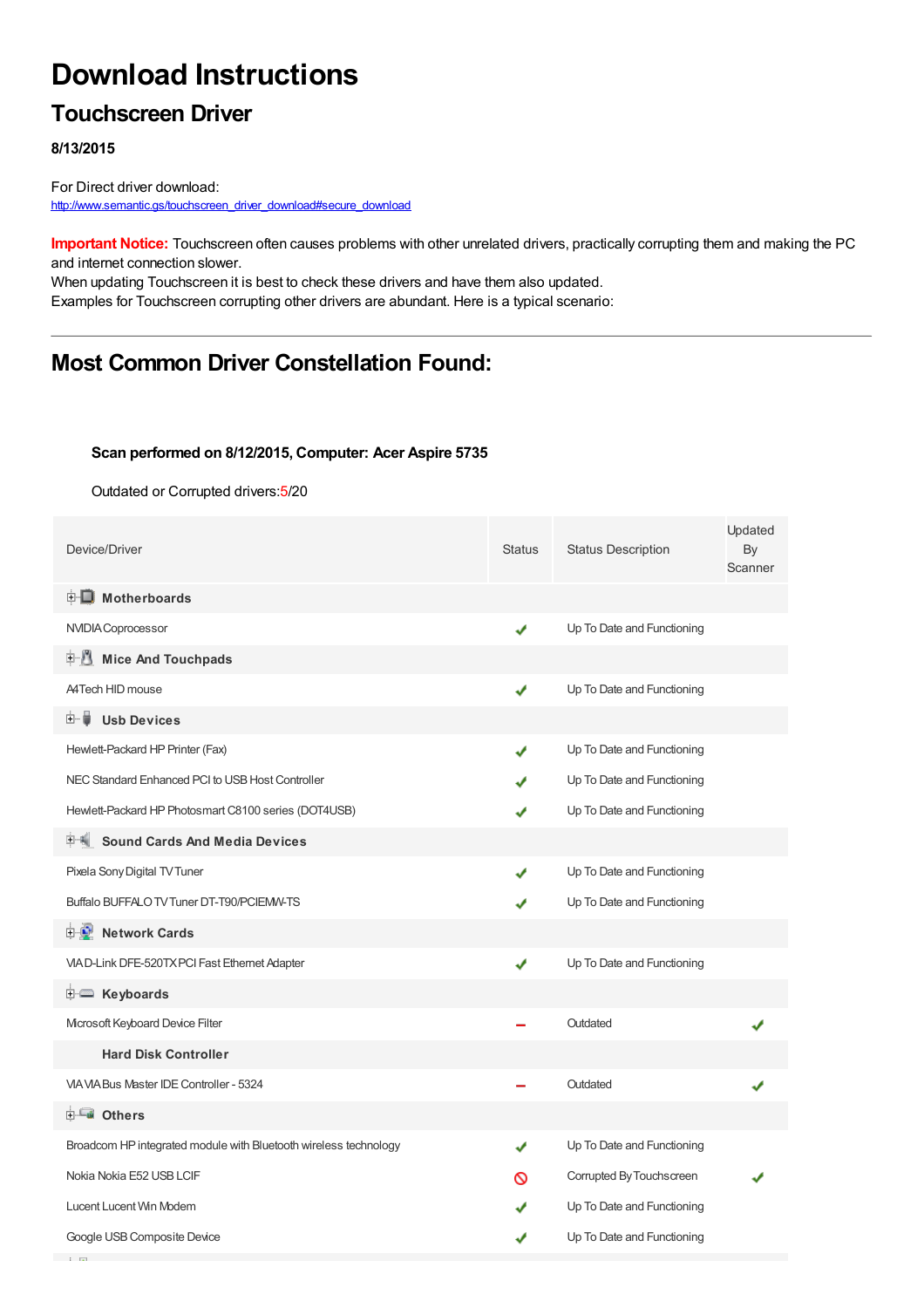# Download Instructions

## Touchscreen Driver

**8/13/2015**

For Direct driver download:
http://www.semantic.gs/touchscreen_driver_download#secure_download

**Important Notice:** Touchscreen often causes problems with other unrelated drivers, practically corrupting them and making the PC and internet connection slower.
When updating Touchscreen it is best to check these drivers and have them also updated.
Examples for Touchscreen corrupting other drivers are abundant. Here is a typical scenario:

---

## Most Common Driver Constellation Found:

**Scan performed on 8/12/2015, Computer: Acer Aspire 5735**

Outdated or Corrupted drivers:5/20

| Device/Driver | Status | Status Description | Updated By Scanner |
|---|---|---|---|
| **Motherboards** | | | |
| NVIDIA Coprocessor | ✔ | Up To Date and Functioning | |
| **Mice And Touchpads** | | | |
| A4Tech HID mouse | ✔ | Up To Date and Functioning | |
| **Usb Devices** | | | |
| Hewlett-Packard HP Printer (Fax) | ✔ | Up To Date and Functioning | |
| NEC Standard Enhanced PCI to USB Host Controller | ✔ | Up To Date and Functioning | |
| Hewlett-Packard HP Photosmart C8100 series (DOT4USB) | ✔ | Up To Date and Functioning | |
| **Sound Cards And Media Devices** | | | |
| Pixela Sony Digital TV Tuner | ✔ | Up To Date and Functioning | |
| Buffalo BUFFALO TV Tuner DT-T90/PCIEMW-TS | ✔ | Up To Date and Functioning | |
| **Network Cards** | | | |
| VIA D-Link DFE-520TX PCI Fast Ethernet Adapter | ✔ | Up To Date and Functioning | |
| **Keyboards** | | | |
| Microsoft Keyboard Device Filter | – | Outdated | ✔ |
| **Hard Disk Controller** | | | |
| VIA VIA Bus Master IDE Controller - 5324 | – | Outdated | ✔ |
| **Others** | | | |
| Broadcom HP integrated module with Bluetooth wireless technology | ✔ | Up To Date and Functioning | |
| Nokia Nokia E52 USB LCIF | ⊘ | Corrupted By Touchscreen | ✔ |
| Lucent Lucent Win Modem | ✔ | Up To Date and Functioning | |
| Google USB Composite Device | ✔ | Up To Date and Functioning | |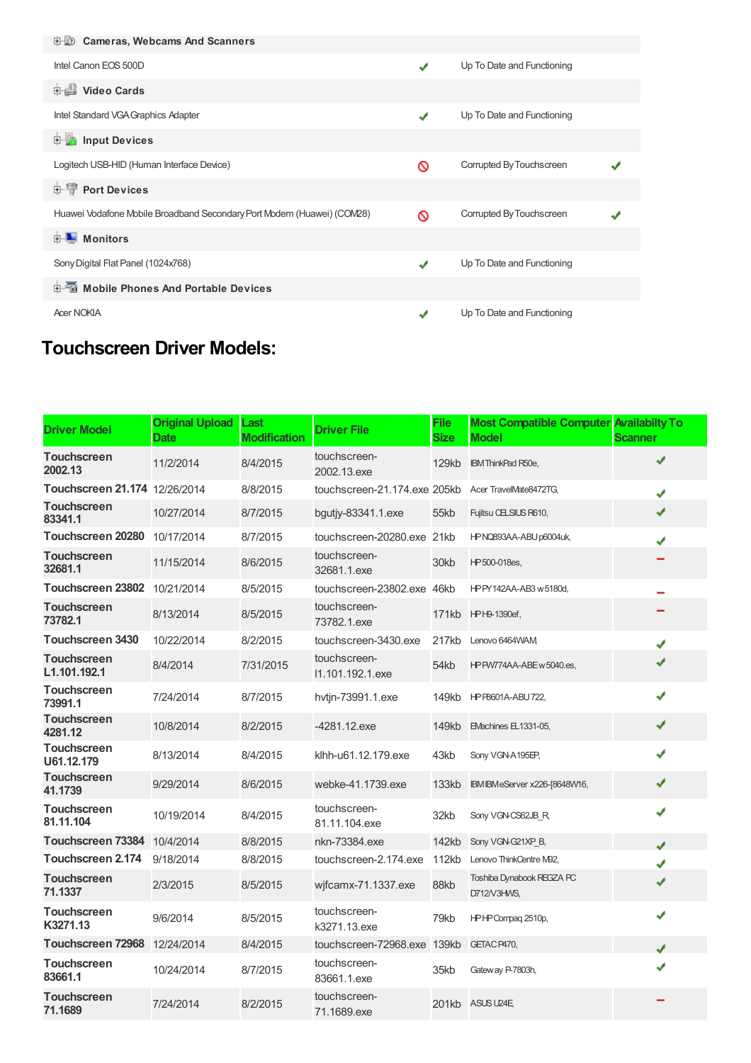| | | | |
|---|---|---|---|
| **Cameras, Webcams And Scanners** | | | |
| Intel Canon EOS 500D | ✔ | Up To Date and Functioning | |
| **Video Cards** | | | |
| Intel Standard VGA Graphics Adapter | ✔ | Up To Date and Functioning | |
| **Input Devices** | | | |
| Logitech USB-HID (Human Interface Device) | 🚫 | Corrupted By Touchscreen | ✔ |
| **Port Devices** | | | |
| Huawei Vodafone Mobile Broadband Secondary Port Modem (Huawei) (COM28) | 🚫 | Corrupted By Touchscreen | ✔ |
| **Monitors** | | | |
| Sony Digital Flat Panel (1024x768) | ✔ | Up To Date and Functioning | |
| **Mobile Phones And Portable Devices** | | | |
| Acer NOKIA | ✔ | Up To Date and Functioning | |

## Touchscreen Driver Models:

| Driver Model | Original Upload Date | Last Modification | Driver File | File Size | Most Compatible Computer Model | Availabilty To Scanner |
|---|---|---|---|---|---|---|
| **Touchscreen 2002.13** | 11/2/2014 | 8/4/2015 | touchscreen-2002.13.exe | 129kb | IBM ThinkPad R50e, | ✔ |
| **Touchscreen 21.174** | 12/26/2014 | 8/8/2015 | touchscreen-21.174.exe | 205kb | Acer TravelMate8472TG, | ✔ |
| **Touchscreen 83341.1** | 10/27/2014 | 8/7/2015 | bgutjy-83341.1.exe | 55kb | Fujitsu CELSIUS R610, | ✔ |
| **Touchscreen 20280** | 10/17/2014 | 8/7/2015 | touchscreen-20280.exe | 21kb | HP NQ893AA-ABU p6004uk, | ✔ |
| **Touchscreen 32681.1** | 11/15/2014 | 8/6/2015 | touchscreen-32681.1.exe | 30kb | HP 500-018es, | – |
| **Touchscreen 23802** | 10/21/2014 | 8/5/2015 | touchscreen-23802.exe | 46kb | HP PY142AA-AB3 w5180d, | – |
| **Touchscreen 73782.1** | 8/13/2014 | 8/5/2015 | touchscreen-73782.1.exe | 171kb | HP H9-1390ef, | – |
| **Touchscreen 3430** | 10/22/2014 | 8/2/2015 | touchscreen-3430.exe | 217kb | Lenovo 6464WAM, | ✔ |
| **Touchscreen L1.101.192.1** | 8/4/2014 | 7/31/2015 | touchscreen-l1.101.192.1.exe | 54kb | HP PW774AA-ABE w5040.es, | ✔ |
| **Touchscreen 73991.1** | 7/24/2014 | 8/7/2015 | hvtjn-73991.1.exe | 149kb | HP P8601A-ABU 722, | ✔ |
| **Touchscreen 4281.12** | 10/8/2014 | 8/2/2015 | -4281.12.exe | 149kb | EMachines EL1331-05, | ✔ |
| **Touchscreen U61.12.179** | 8/13/2014 | 8/4/2015 | klhh-u61.12.179.exe | 43kb | Sony VGN-A195EP, | ✔ |
| **Touchscreen 41.1739** | 9/29/2014 | 8/6/2015 | webke-41.1739.exe | 133kb | IBM IBM eServer x226-[8648W16, | ✔ |
| **Touchscreen 81.11.104** | 10/19/2014 | 8/4/2015 | touchscreen-81.11.104.exe | 32kb | Sony VGN-CS62JB_R, | ✔ |
| **Touchscreen 73384** | 10/4/2014 | 8/8/2015 | nkn-73384.exe | 142kb | Sony VGN-G21XP_B, | ✔ |
| **Touchscreen 2.174** | 9/18/2014 | 8/8/2015 | touchscreen-2.174.exe | 112kb | Lenovo ThinkCentre M92, | ✔ |
| **Touchscreen 71.1337** | 2/3/2015 | 8/5/2015 | wjfcamx-71.1337.exe | 88kb | Toshiba Dynabook REGZA PC D712/V3HWS, | ✔ |
| **Touchscreen K3271.13** | 9/6/2014 | 8/5/2015 | touchscreen-k3271.13.exe | 79kb | HP HP Compaq 2510p, | ✔ |
| **Touchscreen 72968** | 12/24/2014 | 8/4/2015 | touchscreen-72968.exe | 139kb | GETAC P470, | ✔ |
| **Touchscreen 83661.1** | 10/24/2014 | 8/7/2015 | touchscreen-83661.1.exe | 35kb | Gateway P-7803h, | ✔ |
| **Touchscreen 71.1689** | 7/24/2014 | 8/2/2015 | touchscreen-71.1689.exe | 201kb | ASUS U24E, | – |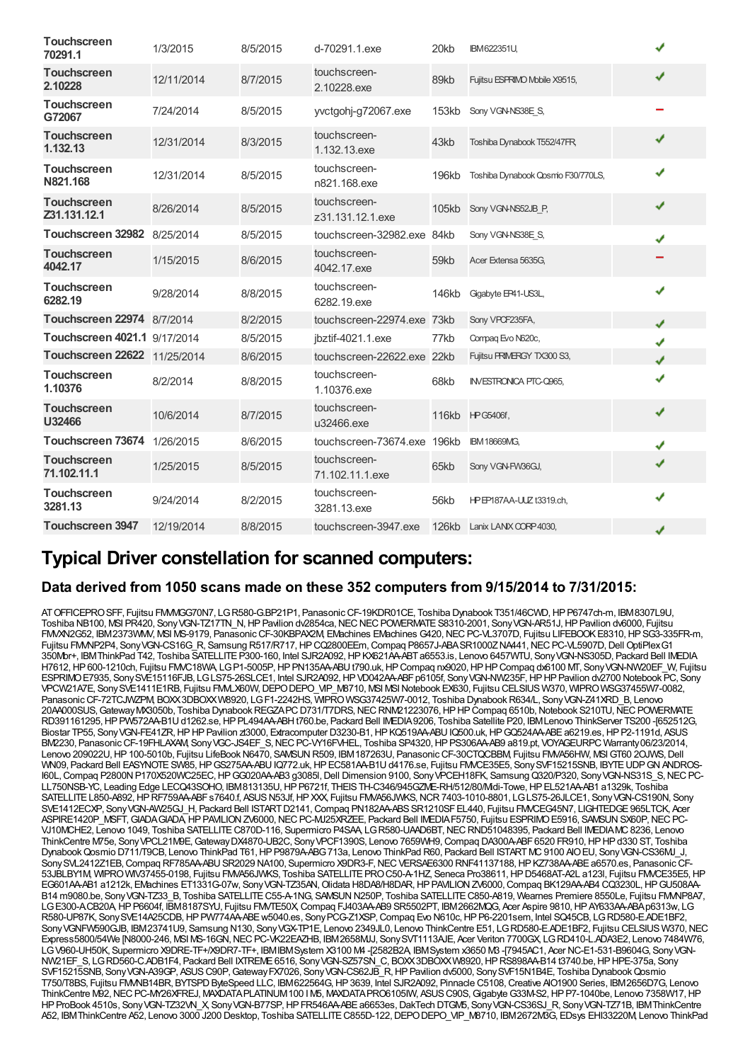| | | | | | | |
|---|---|---|---|---|---|---|
| **Touchscreen 70291.1** | 1/3/2015 | 8/5/2015 | d-70291.1.exe | 20kb | IBM622351U, | ✔ |
| **Touchscreen 2.10228** | 12/11/2014 | 8/7/2015 | touchscreen-2.10228.exe | 89kb | Fujitsu ESPRIMO Mobile X9515, | ✔ |
| **Touchscreen G72067** | 7/24/2014 | 8/5/2015 | yvctgohj-g72067.exe | 153kb | Sony VGN-NS38E_S, | − |
| **Touchscreen 1.132.13** | 12/31/2014 | 8/3/2015 | touchscreen-1.132.13.exe | 43kb | Toshiba Dynabook T552/47FR, | ✔ |
| **Touchscreen N821.168** | 12/31/2014 | 8/5/2015 | touchscreen-n821.168.exe | 196kb | Toshiba Dynabook Qosmio F30/770LS, | ✔ |
| **Touchscreen Z31.131.12.1** | 8/26/2014 | 8/5/2015 | touchscreen-z31.131.12.1.exe | 105kb | Sony VGN-NS52JB_P, | ✔ |
| **Touchscreen 32982** | 8/25/2014 | 8/5/2015 | touchscreen-32982.exe | 84kb | Sony VGN-NS38E_S, | ✔ |
| **Touchscreen 4042.17** | 1/15/2015 | 8/6/2015 | touchscreen-4042.17.exe | 59kb | Acer Extensa 5635G, | − |
| **Touchscreen 6282.19** | 9/28/2014 | 8/8/2015 | touchscreen-6282.19.exe | 146kb | Gigabyte EP41-US3L, | ✔ |
| **Touchscreen 22974** | 8/7/2014 | 8/2/2015 | touchscreen-22974.exe | 73kb | Sony VPCF235FA, | ✔ |
| **Touchscreen 4021.1** | 9/17/2014 | 8/5/2015 | jbztif-4021.1.exe | 77kb | Compaq Evo N620c, | ✔ |
| **Touchscreen 22622** | 11/25/2014 | 8/6/2015 | touchscreen-22622.exe | 22kb | Fujitsu PRIMERGY TX300 S3, | ✔ |
| **Touchscreen 1.10376** | 8/2/2014 | 8/8/2015 | touchscreen-1.10376.exe | 68kb | INVESTRONICA PTC-Q965, | ✔ |
| **Touchscreen U32466** | 10/6/2014 | 8/7/2015 | touchscreen-u32466.exe | 116kb | HP G5406f, | ✔ |
| **Touchscreen 73674** | 1/26/2015 | 8/6/2015 | touchscreen-73674.exe | 196kb | IBM 18669MG, | ✔ |
| **Touchscreen 71.102.11.1** | 1/25/2015 | 8/5/2015 | touchscreen-71.102.11.1.exe | 65kb | Sony VGN-FW36GJ, | ✔ |
| **Touchscreen 3281.13** | 9/24/2014 | 8/2/2015 | touchscreen-3281.13.exe | 56kb | HP EP187AA-UUZ t3319.ch, | ✔ |
| **Touchscreen 3947** | 12/19/2014 | 8/8/2015 | touchscreen-3947.exe | 126kb | Lanix LANIX CORP 4030, | ✔ |

# Typical Driver constellation for scanned computers:

## Data derived from 1050 scans made on these 352 computers from 9/15/2014 to 7/31/2015:

AT OFFICEPRO SFF, Fujitsu FMMGG70N7, LG R580-G.BP21P1, Panasonic CF-19KDR01CE, Toshiba Dynabook T351/46CWD, HP P6747ch-m, IBM 8307L9U, Toshiba NB100, MSI PR420, Sony VGN-TZ17TN_N, HP Pavilion dv2854ca, NEC NEC POWERMATE S8310-2001, Sony VGN-AR51J, HP Pavilion dv6000, Fujitsu FMVXN2G52, IBM 2373WMV, MSI MS-9179, Panasonic CF-30KBPAX2M, EMachines EMachines G420, NEC PC-VL3707D, Fujitsu LIFEBOOK E8310, HP SG3-335FR-m, Fujitsu FMVNP2P4, Sony VGN-CS16G_R, Samsung R517/R717, HP CQ2800EEm, Compaq P8657J-ABA SR1000Z NA441, NEC PC-VL5907D, Dell OptiPlex G1 350Mbr+, IBM ThinkPad T42, Toshiba SATELLITE P300-160, Intel SJR2A092, HP KX621AA-ABT a6553.is, Lenovo 6457WTU, Sony VGN-NS305D, Packard Bell IMEDIA H7612, HP 600-1210ch, Fujitsu FMVC18WA, LG P1-5005P, HP PN135AA-ABU t790.uk, HP Compaq nx9020, HP HP Compaq dx6100 MT, Sony VGN-NW20EF_W, Fujitsu ESPRIMO E7935, Sony SVE15116FJB, LG LS75-26SLCE1, Intel SJR2A092, HP VD042AA-ABF p6105f, Sony VGN-NW235F, HP HP Pavilion dv2700 Notebook PC, Sony VPCW21A7E, Sony SVE1411E1RB, Fujitsu FMVLX60W, DEPO DEPO_VIP_M8710, MSI MSI Notebook EX630, Fujitsu CELSIUS W370, WIPRO WSG37455W7-0082, Panasonic CF-72TCJWZPM, BOXX 3DBOXX W8920, LG F1-2242HS, WIPRO WSG37425W7-0012, Toshiba Dynabook R634/L, Sony VGN-Z41XRD_B, Lenovo 20AA000SUS, Gateway MX3050b, Toshiba Dynabook REGZA PC D731/T7DRS, NEC RNM21223076, HP HP Compaq 6510b, Notebook S210TU, NEC POWERMATE RD391161295, HP PW572AA-B1U d1262.se, HP PL494AA-ABH t760.be, Packard Bell IMEDIA 9206, Toshiba Satellite P20, IBM Lenovo ThinkServer TS200 -[652512G, Biostar TP55, Sony VGN-FE41ZR, HP HP Pavilion zt3000, Extracomputer D3230-B1, HP KQ519AA-ABU IQ500.uk, HP GQ524AA-ABE a6219.es, HP P2-1191d, ASUS BM2230, Panasonic CF-19FHLAXAM, Sony VGC-JS4EF_S, NEC PC-VY16FVHEL, Toshiba SP4320, HP PS306AA-AB9 a819.pt, VOYAGEURPC Warranty 06/23/2014, Lenovo 209022U, HP 100-5010b, Fujitsu LifeBook N6470, SAMSUN R509, IBM 187263U, Panasonic CF-30CTQCBBM, Fujitsu FMVA56HW, MSI GT60 2OJWS, Dell WN09, Packard Bell EASYNOTE SW85, HP GS275AA-ABU IQ772.uk, HP EC581AA-B1U d4176.se, Fujitsu FMVCE35E5, Sony SVF15215SNB, IBYTE UDP GN ANDROS-I60L, Compaq P2800N P170X520WC25EC, HP GG020AA-AB3 g3085l, Dell Dimension 9100, Sony VPCEH18FK, Samsung Q320/P320, Sony VGN-NS31S_S, NEC PC-LL750NSB-YC, Leading Edge LECQ43SOHO, IBM 813135U, HP P6721f, THEIS TH-C346/945GZME-RH/512/80/Midi-Towe, HP EL521AA-AB1 a1329k, Toshiba SATELLITE L850-A892, HP RF759AA-ABF s7640.f, ASUS N53Jf, HP XXX, Fujitsu FMVA56JWKS, NCR 7403-1010-8801, LG LS75-26JLCE1, Sony VGN-CS190N, Sony SVE1412ECXP, Sony VGN-AW25GJ_H, Packard Bell ISTART D2141, Compaq PN182AA-ABS SR1210SF EL440, Fujitsu FMVCEG45N7, LIGHTEDGE 965LTCK, Acer ASPIRE1420P_MSFT, GIADA GIADA, HP PAVILION ZV6000, NEC PC-MJ25XRZEE, Packard Bell IMEDIA F5750, Fujitsu ESPRIMO E5916, SAMSUN SX60P, NEC PC-VJ10MCHE2, Lenovo 1049, Toshiba SATELLITE C870D-116, Supermicro P4SAA, LG R580-UAAD6BT, NEC RND51048395, Packard Bell IMEDIA MC 8236, Lenovo ThinkCentre M75e, Sony VPCL21M9E, Gateway DX4870-UB2C, Sony VPCF1390S, Lenovo 7659WH9, Compaq DA300A-ABF 6520 FR910, HP HP d330 ST, Toshiba Dynabook Qosmio D711/T9CB, Lenovo ThinkPad T61, HP P9879A-ABG 713a, Lenovo ThinkPad R60, Packard Bell ISTART MC 9100 AIO EU, Sony VGN-CS36MJ_J, Sony SVL2412Z1EB, Compaq RF785AA-ABU SR2029 NA100, Supermicro X9DR3-F, NEC VERSAE6300 RNF41137188, HP KZ738AA-ABE a6570.es, Panasonic CF-53JBLBY1M, WIPRO WIV37455-0198, Fujitsu FMVA56JWKS, Toshiba SATELLITE PRO C50-A-1HZ, Seneca Pro38611, HP D5468AT-A2L a123l, Fujitsu FMVCE35E5, HP EG601AA-AB1 a1212k, EMachines ET1331G-07w, Sony VGN-TZ35AN, Olidata H8DA8/H8DAR, HP PAVILION ZV6000, Compaq BK129AA-AB4 CQ3230L, HP GU508AA-B14 m9080.be, Sony VGN-TZ33_B, Toshiba SATELLITE C55-A-1NG, SAMSUN N250P, Toshiba SATELLITE C850-A819, Wearnes Premiere 8550Le, Fujitsu FMVNP8A7, LG E300-A.CB20A, HP P6604f, IBM 8187SYU, Fujitsu FMVTE50X, Compaq FJ403AA-AB9 SR5502PT, IBM 2662MQG, Acer Aspire 9810, HP AY633AA-ABA p6313w, LG R580-UP87K, Sony SVE14A25CDB, HP PW774AA-ABE w5040.es, Sony PCG-Z1XSP, Compaq Evo N610c, HP P6-2201esm, Intel SQ45CB, LG RD580-E.ADE1BF2, Sony VGNFW590GJB, IBM 23741U9, Samsung N130, Sony VGX-TP1E, Lenovo 2349JL0, Lenovo ThinkCentre E51, LG RD580-E.ADE1BF2, Fujitsu CELSIUS W370, NEC Express5800/54We [N8000-246, MSI MS-16GN, NEC PC-VK22EAZHB, IBM 2658MJJ, Sony SVT1113AJE, Acer Veriton 7700GX, LG RD410-L.ADA3E2, Lenovo 7484W76, LG V960-UH50K, Supermicro X9DRE-TF+/X9DR7-TF+, IBM IBM System X3100 M4 -[2582B2A, IBM System x3650 M3 -[7945AC1, Acer NC-E1-531-B9604G, Sony VGN-NW21EF_S, LG RD560-C.ADB1F4, Packard Bell IXTREME 6516, Sony VGN-SZ57SN_C, BOXX 3DBOXX W8920, HP RS898AA-B14 t3740.be, HP HPE-375a, Sony SVF15215SNB, Sony VGN-A39GP, ASUS C90P, Gateway FX7026, Sony VGN-CS62JB_R, HP Pavilion dv5000, Sony SVF15N1B4E, Toshiba Dynabook Qosmio T750/T8BS, Fujitsu FMVNB14BR, BYTSPD ByteSpeed LLC, IBM 622564G, HP 3639, Intel SJR2A092, Pinnacle C5108, Creative AIO1900 Series, IBM 2656D7G, Lenovo ThinkCentre M92, NEC PC-MY26XFREJ, MAXDATA PLATINUM 100 I M5, MAXDATA PRO6105IW, ASUS C90S, Gigabyte G33M-S2, HP P7-1040be, Lenovo 7358W17, HP HP ProBook 4510s, Sony VGN-TZ32VN_X, Sony VGN-B77SP, HP FR546AA-ABE a6653es, DakTech DTGM5, Sony VGN-CS36SJ_R, Sony VGN-TZ71B, IBM ThinkCentre A52, IBM ThinkCentre A52, Lenovo 3000 J200 Desktop, Toshiba SATELLITE C855D-122, DEPO DEPO_VIP_M8710, IBM 2672M3G, EDsys EHI33220M, Lenovo ThinkPad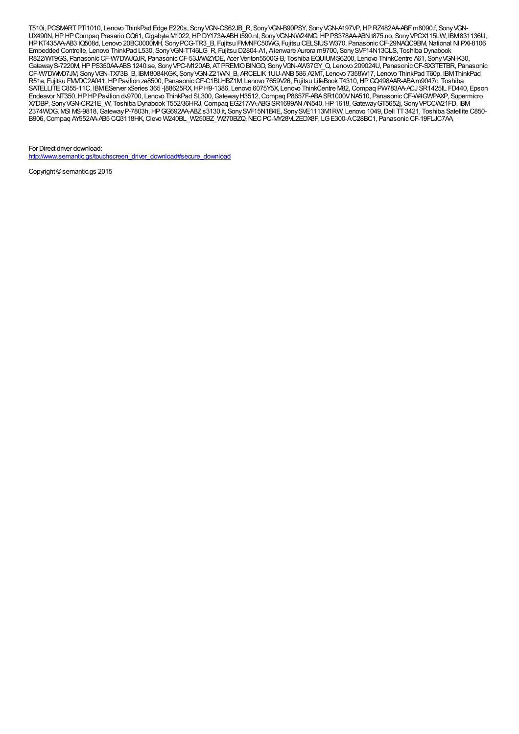T510i, PCSMART PTI1010, Lenovo ThinkPad Edge E220s, Sony VGN-CS62JB_R, Sony VGN-B90PSY, Sony VGN-A197VP, HP RZ482AA-ABF m8090.f, Sony VGN-UX490N, HP HP Compaq Presario CQ61, Gigabyte M1022, HP DY173A-ABH t590.nl, Sony VGN-NW24MG, HP PS378AA-ABN t875.no, Sony VPCX115LW, IBM 831136U, HP KT435AA-AB3 IQ508d, Lenovo 20BC0000MH, Sony PCG-TR3_B, Fujitsu FMVNFC50WG, Fujitsu CELSIUS W370, Panasonic CF-29NAQC9BM, National NI PXI-8106 Embedded Controlle, Lenovo ThinkPad L530, Sony VGN-TT46LG_R, Fujitsu D2804-A1, Alienware Aurora m9700, Sony SVF14N13CLS, Toshiba Dynabook R822/WT9GS, Panasonic CF-W7DWJQJR, Panasonic CF-53JAWZYDE, Acer Veriton5500G-B, Toshiba EQUIUM S6200, Lenovo ThinkCentre A61, Sony VGN-K30, Gateway S-7220M, HP PS350AA-ABS 1240.se, Sony VPC-M120AB, AT PREMIO BINGO, Sony VGN-AW37GY_Q, Lenovo 209024U, Panasonic CF-SX3TETBR, Panasonic CF-W7DWM07JM, Sony VGN-TX73B_B, IBM 8084KGK, Sony VGN-Z21WN_B, ARCELIK 1UU-ANB 586 A2MT, Lenovo 7358W17, Lenovo ThinkPad T60p, IBM ThinkPad R51e, Fujitsu FMVDC2A041, HP Pavilion ze8500, Panasonic CF-C1BLHBZ1M, Lenovo 7659V26, Fujitsu LifeBook T4310, HP GQ498AAR-ABA m9047c, Toshiba SATELLITE C855-11C, IBM EServer xSeries 365 -[88625RX, HP H9-1386, Lenovo 6075Y5X, Lenovo ThinkCentre M82, Compaq PW783AA-ACJ SR1425IL FD440, Epson Endeavor NT350, HP HP Pavilion dv9700, Lenovo ThinkPad SL300, Gateway H3512, Compaq P8657F-ABA SR1000V NA510, Panasonic CF-W4GWPAXP, Supermicro X7DBP, Sony VGN-CR21E_W, Toshiba Dynabook T552/36HRJ, Compaq EG217AA-ABG SR1699AN AN540, HP 1618, Gateway GT5652j, Sony VPCCW21FD, IBM 2374WDG, MSI MS-9818, Gateway P-7803h, HP GG692AA-ABZ s3130.it, Sony SVF15N1B4E, Sony SVE1113M1RW, Lenovo 1049, Dell TT 3421, Toshiba Satellite C850-B906, Compaq AY552AA-AB5 CQ3118HK, Clevo W240BL_W250BZ_W270BZQ, NEC PC-MY28VLZEDX8F, LG E300-A.C28BC1, Panasonic CF-19FLJC7AA,

For Direct driver download:
http://www.semantic.gs/touchscreen_driver_download#secure_download

Copyright © semantic.gs 2015